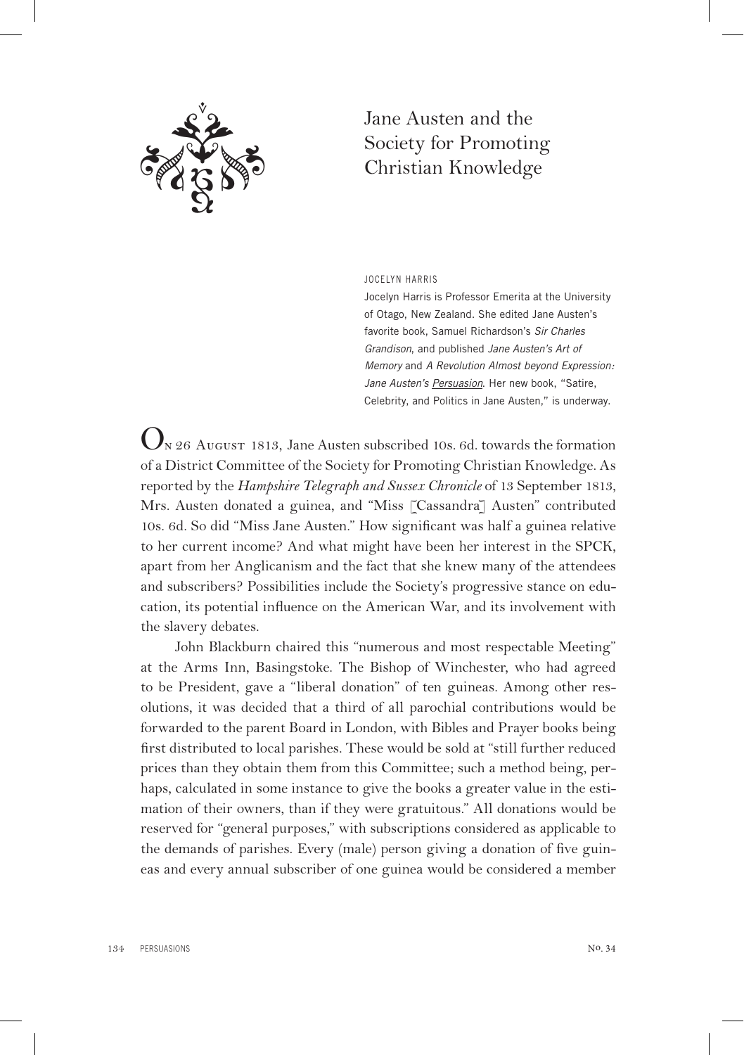# Jane Austen and the Society for Promoting Christian Knowledge

JOCELYN HARRIS

Jocelyn Harris is Professor Emerita at the University of Otago, New Zealand. She edited Jane Austen's favorite book, Samuel Richardson's *Sir Charles Grandison*, and published *Jane Austen's Art of Memory* and *A Revolution Almost beyond Expression: Jane Austen's Persuasion*. Her new book, "Satire, Celebrity, and Politics in Jane Austen," is underway.

On 26 August 1813, Jane Austen subscribed 10s. 6d. towards the formation of a District Committee of the Society for Promoting Christian Knowledge. As reported by the *Hampshire Telegraph and Sussex Chronicle* of 13 September 1813, Mrs. Austen donated a guinea, and "Miss [Cassandra] Austen" contributed 10s. 6d. So did "Miss Jane Austen." How significant was half a guinea relative to her current income? And what might have been her interest in the SPCK, apart from her Anglicanism and the fact that she knew many of the attendees and subscribers? Possibilities include the Society's progressive stance on education, its potential influence on the American War, and its involvement with the slavery debates.

John Blackburn chaired this "numerous and most respectable Meeting" at the Arms Inn, Basingstoke. The Bishop of Winchester, who had agreed to be President, gave a "liberal donation" of ten guineas. Among other resolutions, it was decided that a third of all parochial contributions would be forwarded to the parent Board in London, with Bibles and Prayer books being first distributed to local parishes. These would be sold at "still further reduced prices than they obtain them from this Committee; such a method being, perhaps, calculated in some instance to give the books a greater value in the estimation of their owners, than if they were gratuitous." All donations would be reserved for "general purposes," with subscriptions considered as applicable to the demands of parishes. Every (male) person giving a donation of five guineas and every annual subscriber of one guinea would be considered a member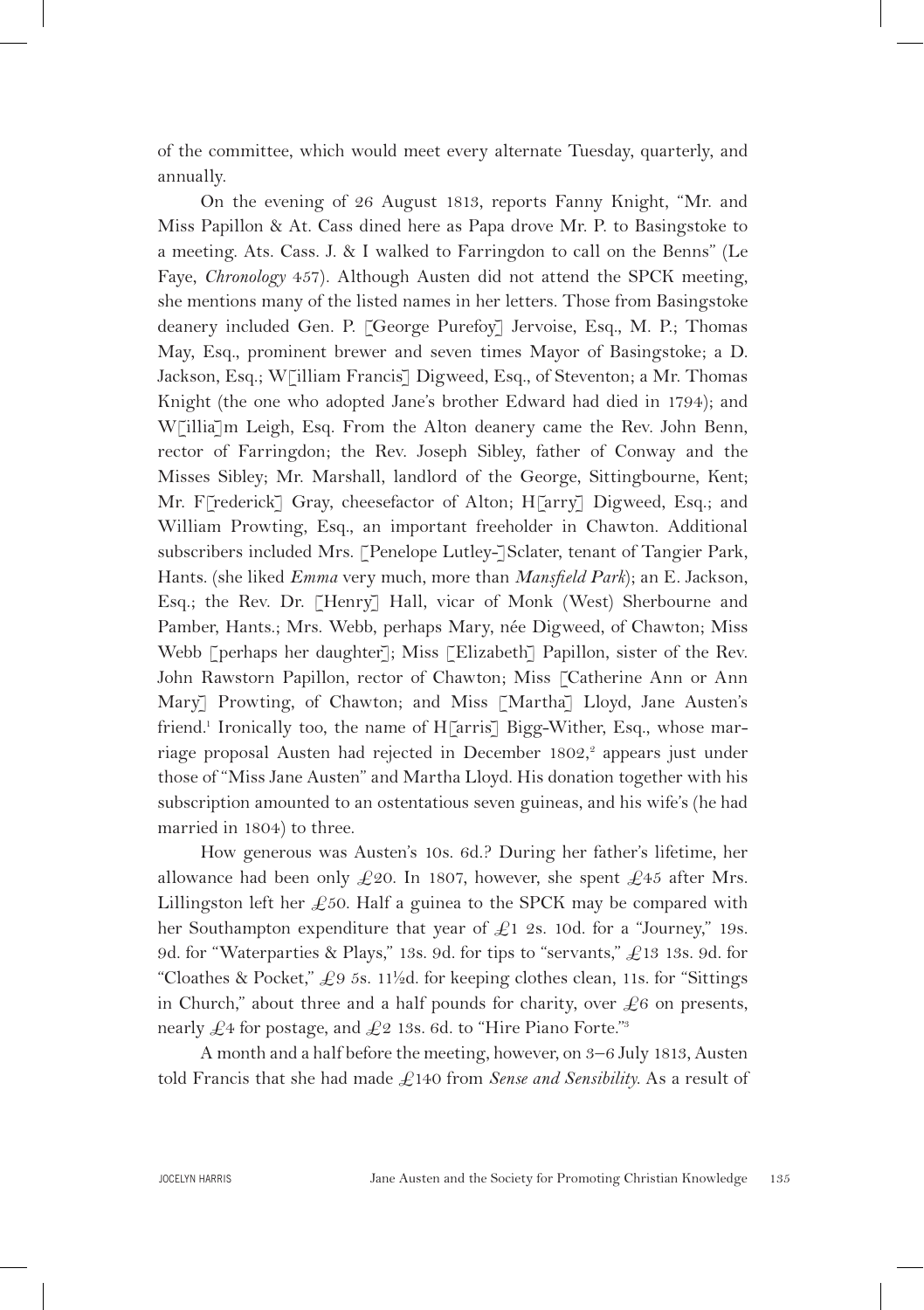of the committee, which would meet every alternate Tuesday, quarterly, and annually.

On the evening of 26 August 1813, reports Fanny Knight, "Mr. and Miss Papillon & At. Cass dined here as Papa drove Mr. P. to Basingstoke to a meeting. Ats. Cass. J. & I walked to Farringdon to call on the Benns" (Le Faye, *Chronology* 457). Although Austen did not attend the SPCK meeting, she mentions many of the listed names in her letters. Those from Basingstoke deanery included Gen. P. [George Purefoy] Jervoise, Esq., M. P.; Thomas May, Esq., prominent brewer and seven times Mayor of Basingstoke; a D. Jackson, Esq.; W[illiam Francis] Digweed, Esq., of Steventon; a Mr. Thomas Knight (the one who adopted Jane's brother Edward had died in 1794); and W[illia]m Leigh, Esq. From the Alton deanery came the Rev. John Benn, rector of Farringdon; the Rev. Joseph Sibley, father of Conway and the Misses Sibley; Mr. Marshall, landlord of the George, Sittingbourne, Kent; Mr. F[rederick] Gray, cheesefactor of Alton; H[arry] Digweed, Esq.; and William Prowting, Esq., an important freeholder in Chawton. Additional subscribers included Mrs. [Penelope Lutley-]Sclater, tenant of Tangier Park, Hants. (she liked *Emma* very much, more than *Mansfield Park*); an E. Jackson, Esq.; the Rev. Dr. [Henry] Hall, vicar of Monk (West) Sherbourne and Pamber, Hants.; Mrs. Webb, perhaps Mary, née Digweed, of Chawton; Miss Webb [perhaps her daughter]; Miss [Elizabeth] Papillon, sister of the Rev. John Rawstorn Papillon, rector of Chawton; Miss [Catherine Ann or Ann Mary] Prowting, of Chawton; and Miss [Martha] Lloyd, Jane Austen's friend.[1] Ironically too, the name of H[arris] Bigg-Wither, Esq., whose marriage proposal Austen had rejected in December 1802,[2] appears just under those of "Miss Jane Austen" and Martha Lloyd. His donation together with his subscription amounted to an ostentatious seven guineas, and his wife's (he had married in 1804) to three.

How generous was Austen's 10s. 6d.? During her father's lifetime, her allowance had been only £20. In 1807, however, she spent £45 after Mrs. Lillingston left her £50. Half a guinea to the SPCK may be compared with her Southampton expenditure that year of £1 2s. 10d. for a "Journey," 19s. 9d. for "Waterparties & Plays," 13s. 9d. for tips to "servants," £13 13s. 9d. for "Cloathes & Pocket," £9 5s. 11½d. for keeping clothes clean, 11s. for "Sittings in Church," about three and a half pounds for charity, over £6 on presents, nearly £4 for postage, and £2 13s. 6d. to "Hire Piano Forte."[3]

A month and a half before the meeting, however, on 3–6 July 1813, Austen told Francis that she had made £140 from *Sense and Sensibility*. As a result of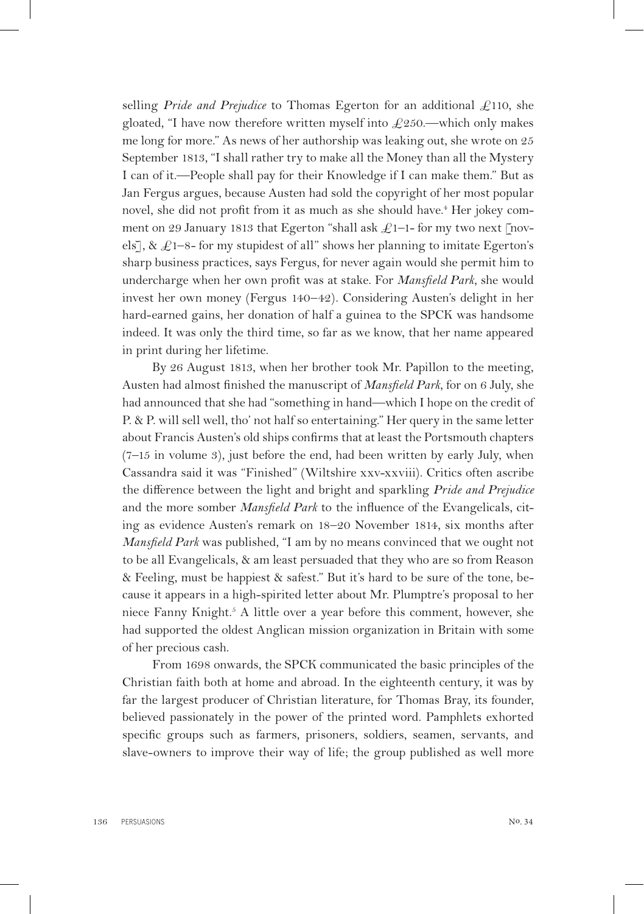selling *Pride and Prejudice* to Thomas Egerton for an additional £110, she gloated, "I have now therefore written myself into £250.—which only makes me long for more." As news of her authorship was leaking out, she wrote on 25 September 1813, "I shall rather try to make all the Money than all the Mystery I can of it.—People shall pay for their Knowledge if I can make them." But as Jan Fergus argues, because Austen had sold the copyright of her most popular novel, she did not profit from it as much as she should have.[4] Her jokey comment on 29 January 1813 that Egerton "shall ask £1–1- for my two next [novels], & £1–8- for my stupidest of all" shows her planning to imitate Egerton's sharp business practices, says Fergus, for never again would she permit him to undercharge when her own profit was at stake. For *Mansfield Park*, she would invest her own money (Fergus 140–42). Considering Austen's delight in her hard-earned gains, her donation of half a guinea to the SPCK was handsome indeed. It was only the third time, so far as we know, that her name appeared in print during her lifetime.

By 26 August 1813, when her brother took Mr. Papillon to the meeting, Austen had almost finished the manuscript of *Mansfield Park*, for on 6 July, she had announced that she had "something in hand—which I hope on the credit of P. & P. will sell well, tho' not half so entertaining." Her query in the same letter about Francis Austen's old ships confirms that at least the Portsmouth chapters (7–15 in volume 3), just before the end, had been written by early July, when Cassandra said it was "Finished" (Wiltshire xxv-xxviii). Critics often ascribe the difference between the light and bright and sparkling *Pride and Prejudice* and the more somber *Mansfield Park* to the influence of the Evangelicals, citing as evidence Austen's remark on 18–20 November 1814, six months after *Mansfield Park* was published, "I am by no means convinced that we ought not to be all Evangelicals, & am least persuaded that they who are so from Reason & Feeling, must be happiest & safest." But it's hard to be sure of the tone, because it appears in a high-spirited letter about Mr. Plumptre's proposal to her niece Fanny Knight.[5] A little over a year before this comment, however, she had supported the oldest Anglican mission organization in Britain with some of her precious cash.

From 1698 onwards, the SPCK communicated the basic principles of the Christian faith both at home and abroad. In the eighteenth century, it was by far the largest producer of Christian literature, for Thomas Bray, its founder, believed passionately in the power of the printed word. Pamphlets exhorted specific groups such as farmers, prisoners, soldiers, seamen, servants, and slave-owners to improve their way of life; the group published as well more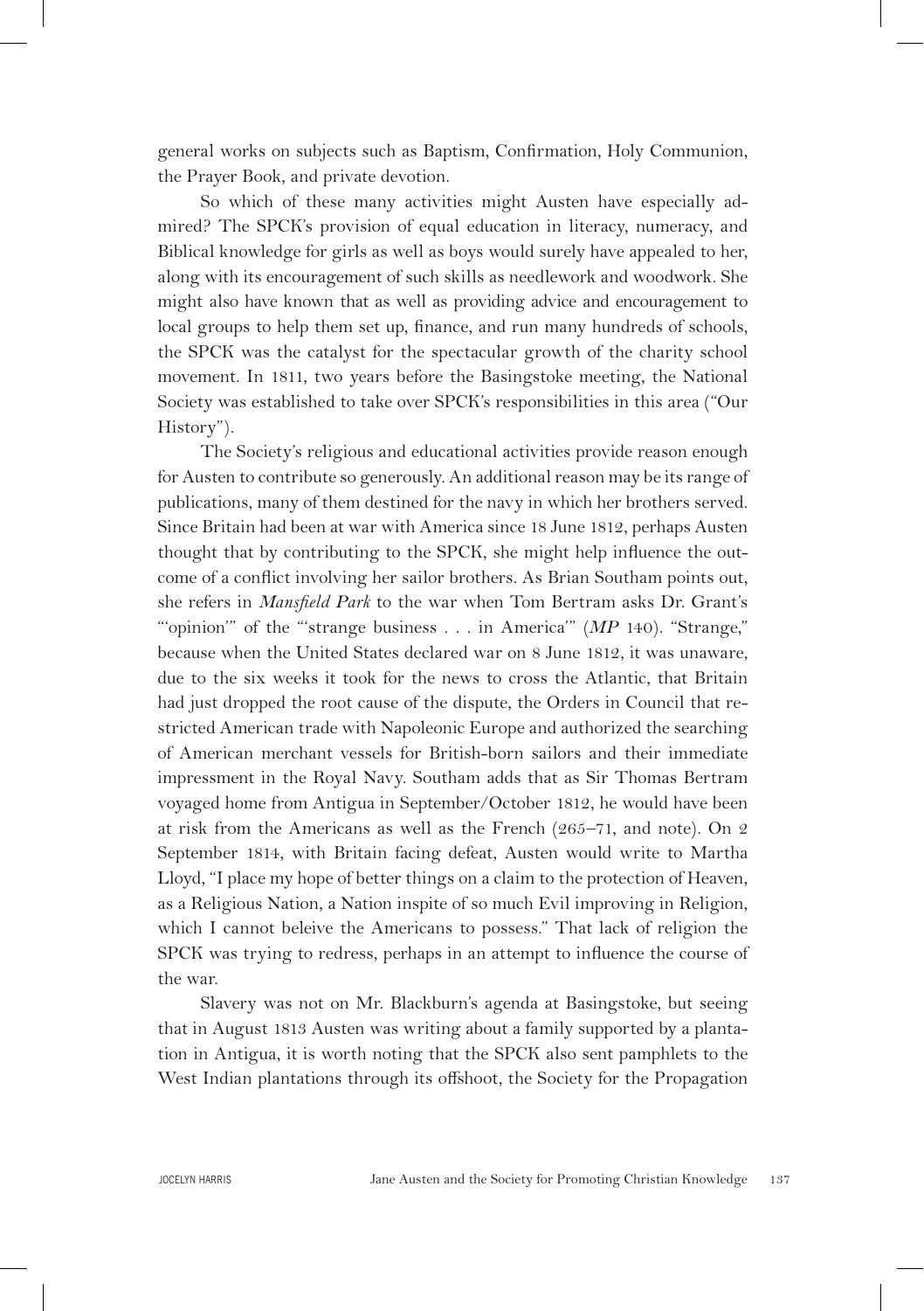general works on subjects such as Baptism, Confirmation, Holy Communion, the Prayer Book, and private devotion.

So which of these many activities might Austen have especially admired? The SPCK's provision of equal education in literacy, numeracy, and Biblical knowledge for girls as well as boys would surely have appealed to her, along with its encouragement of such skills as needlework and woodwork. She might also have known that as well as providing advice and encouragement to local groups to help them set up, finance, and run many hundreds of schools, the SPCK was the catalyst for the spectacular growth of the charity school movement. In 1811, two years before the Basingstoke meeting, the National Society was established to take over SPCK's responsibilities in this area ("Our History").

The Society's religious and educational activities provide reason enough for Austen to contribute so generously. An additional reason may be its range of publications, many of them destined for the navy in which her brothers served. Since Britain had been at war with America since 18 June 1812, perhaps Austen thought that by contributing to the SPCK, she might help influence the outcome of a conflict involving her sailor brothers. As Brian Southam points out, she refers in *Mansfield Park* to the war when Tom Bertram asks Dr. Grant's "'opinion'" of the "'strange business . . . in America'" (*MP* 140). "Strange," because when the United States declared war on 8 June 1812, it was unaware, due to the six weeks it took for the news to cross the Atlantic, that Britain had just dropped the root cause of the dispute, the Orders in Council that restricted American trade with Napoleonic Europe and authorized the searching of American merchant vessels for British-born sailors and their immediate impressment in the Royal Navy. Southam adds that as Sir Thomas Bertram voyaged home from Antigua in September/October 1812, he would have been at risk from the Americans as well as the French (265–71, and note). On 2 September 1814, with Britain facing defeat, Austen would write to Martha Lloyd, "I place my hope of better things on a claim to the protection of Heaven, as a Religious Nation, a Nation inspite of so much Evil improving in Religion, which I cannot beleive the Americans to possess." That lack of religion the SPCK was trying to redress, perhaps in an attempt to influence the course of the war.

Slavery was not on Mr. Blackburn's agenda at Basingstoke, but seeing that in August 1813 Austen was writing about a family supported by a plantation in Antigua, it is worth noting that the SPCK also sent pamphlets to the West Indian plantations through its offshoot, the Society for the Propagation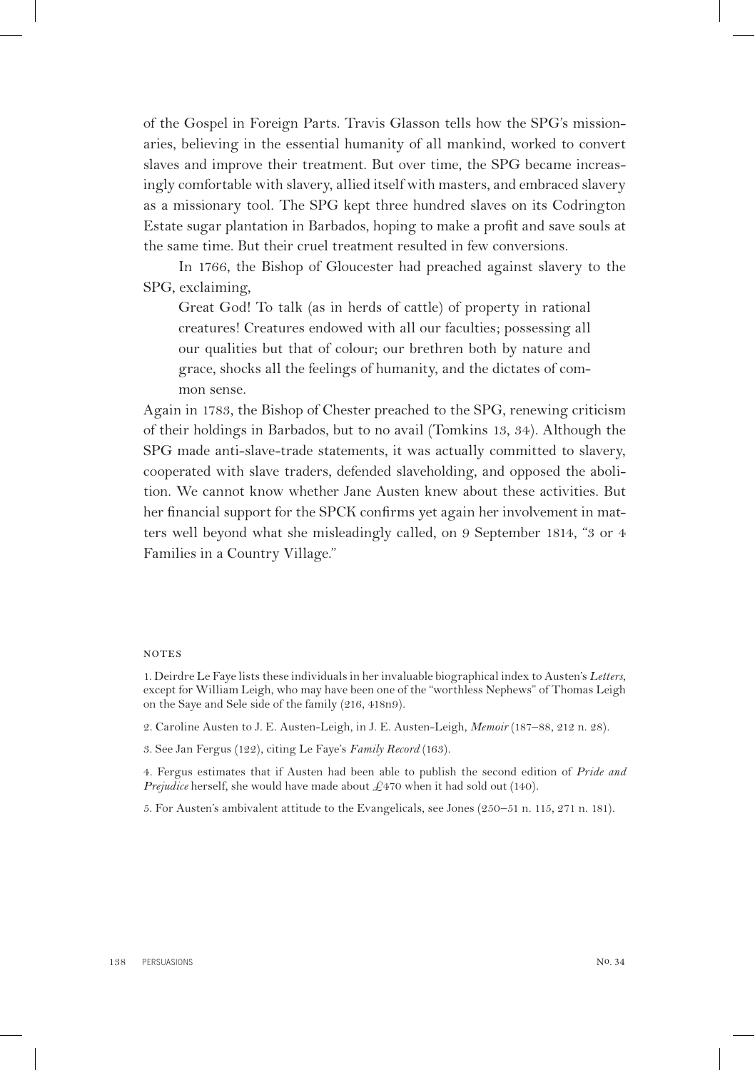of the Gospel in Foreign Parts. Travis Glasson tells how the SPG's missionaries, believing in the essential humanity of all mankind, worked to convert slaves and improve their treatment. But over time, the SPG became increasingly comfortable with slavery, allied itself with masters, and embraced slavery as a missionary tool. The SPG kept three hundred slaves on its Codrington Estate sugar plantation in Barbados, hoping to make a profit and save souls at the same time. But their cruel treatment resulted in few conversions.

In 1766, the Bishop of Gloucester had preached against slavery to the SPG, exclaiming,

> Great God! To talk (as in herds of cattle) of property in rational creatures! Creatures endowed with all our faculties; possessing all our qualities but that of colour; our brethren both by nature and grace, shocks all the feelings of humanity, and the dictates of common sense.

Again in 1783, the Bishop of Chester preached to the SPG, renewing criticism of their holdings in Barbados, but to no avail (Tomkins 13, 34). Although the SPG made anti-slave-trade statements, it was actually committed to slavery, cooperated with slave traders, defended slaveholding, and opposed the abolition. We cannot know whether Jane Austen knew about these activities. But her financial support for the SPCK confirms yet again her involvement in matters well beyond what she misleadingly called, on 9 September 1814, "3 or 4 Families in a Country Village."

## NOTES

1. Deirdre Le Faye lists these individuals in her invaluable biographical index to Austen's *Letters*, except for William Leigh, who may have been one of the "worthless Nephews" of Thomas Leigh on the Saye and Sele side of the family (216, 418n9).

2. Caroline Austen to J. E. Austen-Leigh, in J. E. Austen-Leigh, *Memoir* (187–88, 212 n. 28).

3. See Jan Fergus (122), citing Le Faye's *Family Record* (163).

4. Fergus estimates that if Austen had been able to publish the second edition of *Pride and Prejudice* herself, she would have made about £470 when it had sold out (140).

5. For Austen's ambivalent attitude to the Evangelicals, see Jones (250–51 n. 115, 271 n. 181).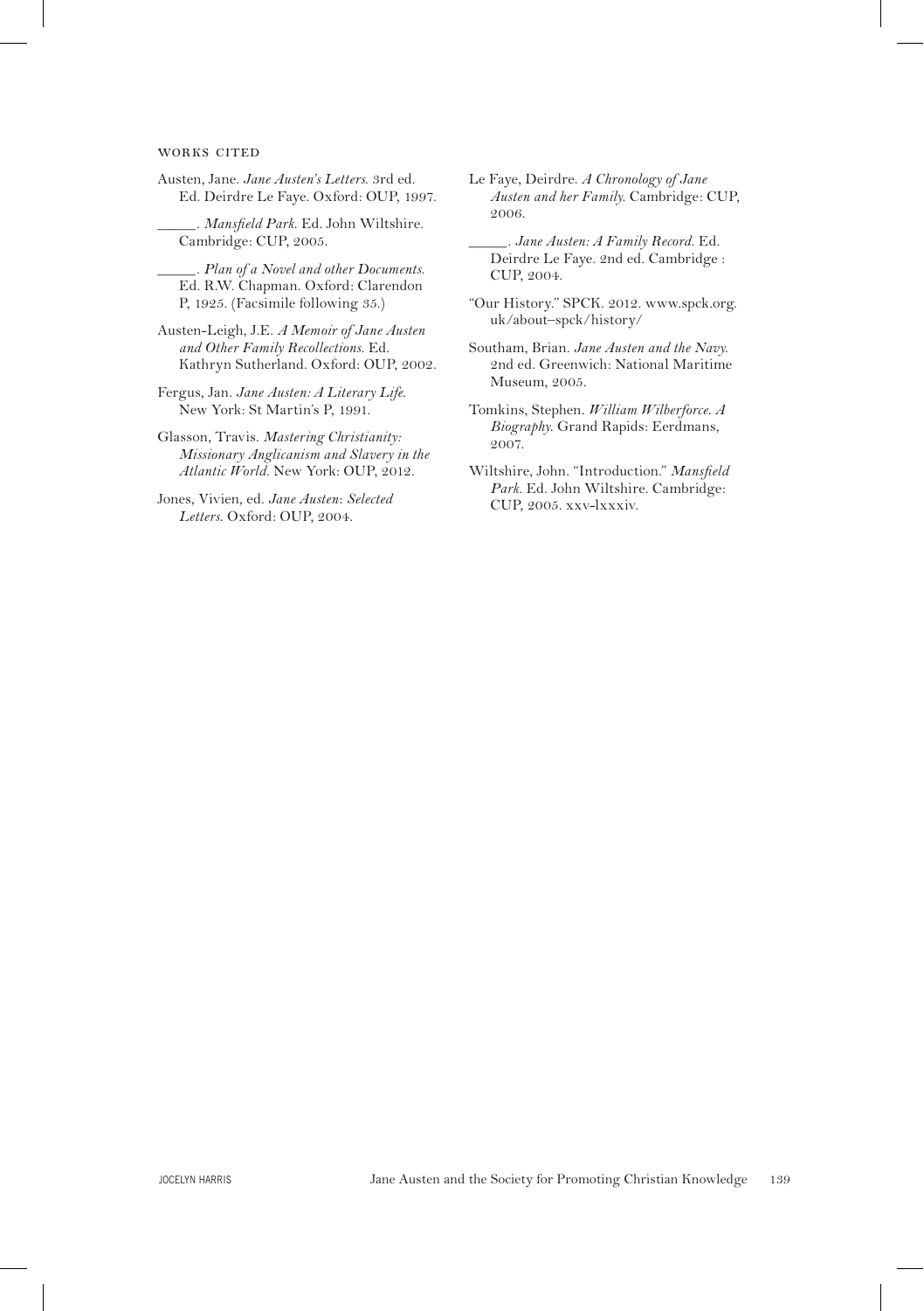## WORKS CITED

Austen, Jane. *Jane Austen's Letters.* 3rd ed. Ed. Deirdre Le Faye. Oxford: OUP, 1997.

_____. *Mansfield Park.* Ed. John Wiltshire. Cambridge: CUP, 2005.

_____. *Plan of a Novel and other Documents.* Ed. R.W. Chapman. Oxford: Clarendon P, 1925. (Facsimile following 35.)

Austen-Leigh, J.E. *A Memoir of Jane Austen and Other Family Recollections.* Ed. Kathryn Sutherland. Oxford: OUP, 2002.

Fergus, Jan. *Jane Austen: A Literary Life.* New York: St Martin's P, 1991.

Glasson, Travis. *Mastering Christianity: Missionary Anglicanism and Slavery in the Atlantic World.* New York: OUP, 2012.

Jones, Vivien, ed. *Jane Austen: Selected Letters.* Oxford: OUP, 2004.

Le Faye, Deirdre. *A Chronology of Jane Austen and her Family.* Cambridge: CUP, 2006.

_____. *Jane Austen: A Family Record.* Ed. Deirdre Le Faye. 2nd ed. Cambridge : CUP, 2004.

"Our History." SPCK. 2012. www.spck.org.uk/about–spck/history/

Southam, Brian. *Jane Austen and the Navy.* 2nd ed. Greenwich: National Maritime Museum, 2005.

Tomkins, Stephen. *William Wilberforce. A Biography.* Grand Rapids: Eerdmans, 2007.

Wiltshire, John. "Introduction." *Mansfield Park.* Ed. John Wiltshire. Cambridge: CUP, 2005. xxv-lxxxiv.